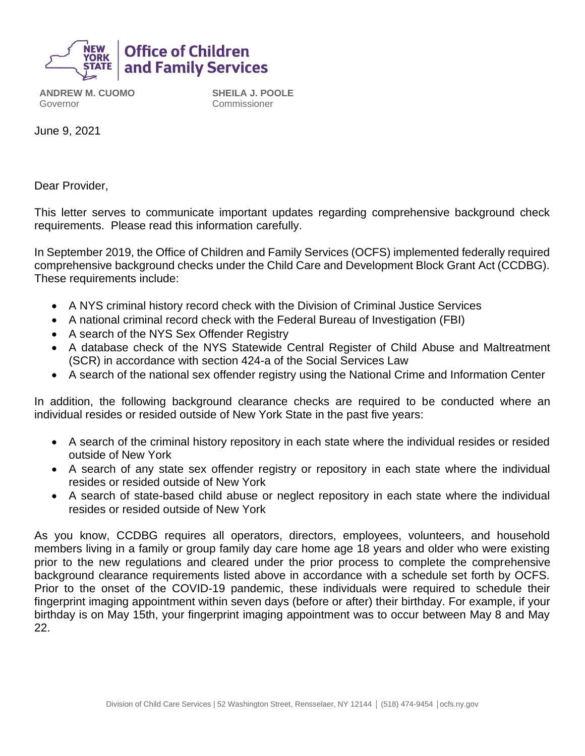**Office of Children and Family Services**

**ANDREW M. CUOMO**
Governor

**SHEILA J. POOLE**
Commissioner

June 9, 2021

Dear Provider,

This letter serves to communicate important updates regarding comprehensive background check requirements. Please read this information carefully.

In September 2019, the Office of Children and Family Services (OCFS) implemented federally required comprehensive background checks under the Child Care and Development Block Grant Act (CCDBG). These requirements include:

- A NYS criminal history record check with the Division of Criminal Justice Services
- A national criminal record check with the Federal Bureau of Investigation (FBI)
- A search of the NYS Sex Offender Registry
- A database check of the NYS Statewide Central Register of Child Abuse and Maltreatment (SCR) in accordance with section 424-a of the Social Services Law
- A search of the national sex offender registry using the National Crime and Information Center

In addition, the following background clearance checks are required to be conducted where an individual resides or resided outside of New York State in the past five years:

- A search of the criminal history repository in each state where the individual resides or resided outside of New York
- A search of any state sex offender registry or repository in each state where the individual resides or resided outside of New York
- A search of state-based child abuse or neglect repository in each state where the individual resides or resided outside of New York

As you know, CCDBG requires all operators, directors, employees, volunteers, and household members living in a family or group family day care home age 18 years and older who were existing prior to the new regulations and cleared under the prior process to complete the comprehensive background clearance requirements listed above in accordance with a schedule set forth by OCFS. Prior to the onset of the COVID-19 pandemic, these individuals were required to schedule their fingerprint imaging appointment within seven days (before or after) their birthday. For example, if your birthday is on May 15th, your fingerprint imaging appointment was to occur between May 8 and May 22.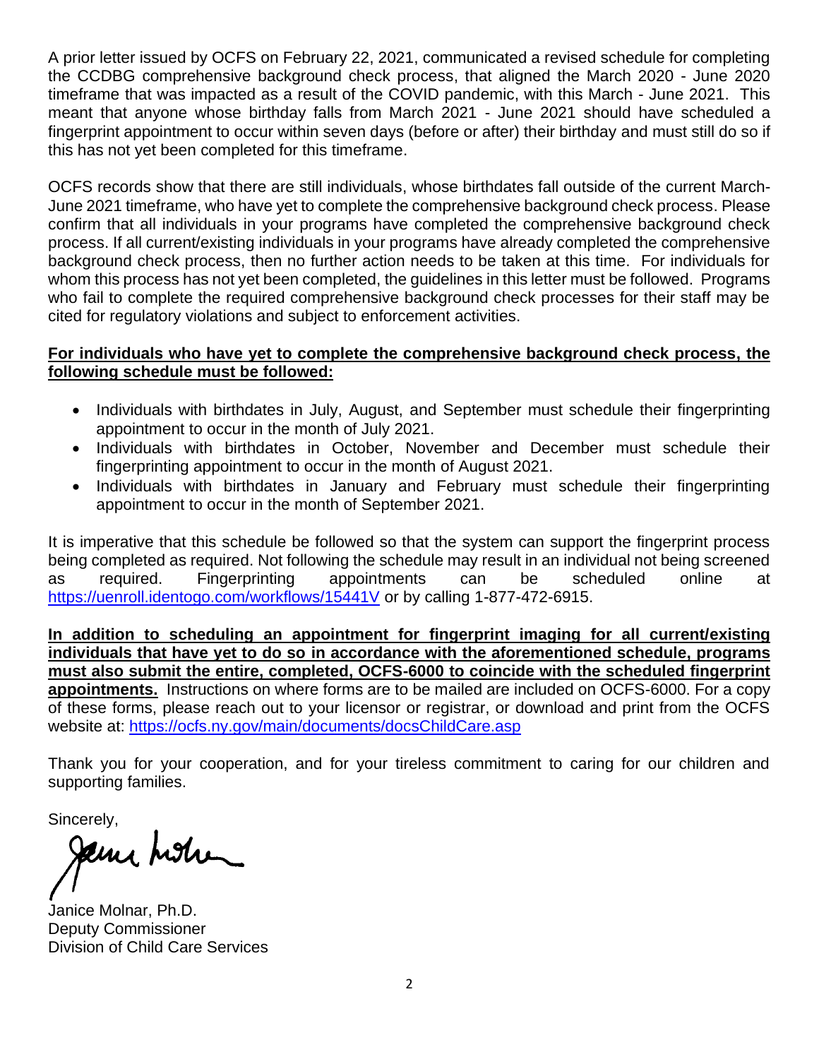A prior letter issued by OCFS on February 22, 2021, communicated a revised schedule for completing the CCDBG comprehensive background check process, that aligned the March 2020 - June 2020 timeframe that was impacted as a result of the COVID pandemic, with this March - June 2021. This meant that anyone whose birthday falls from March 2021 - June 2021 should have scheduled a fingerprint appointment to occur within seven days (before or after) their birthday and must still do so if this has not yet been completed for this timeframe.

OCFS records show that there are still individuals, whose birthdates fall outside of the current March-June 2021 timeframe, who have yet to complete the comprehensive background check process. Please confirm that all individuals in your programs have completed the comprehensive background check process. If all current/existing individuals in your programs have already completed the comprehensive background check process, then no further action needs to be taken at this time. For individuals for whom this process has not yet been completed, the guidelines in this letter must be followed. Programs who fail to complete the required comprehensive background check processes for their staff may be cited for regulatory violations and subject to enforcement activities.

**For individuals who have yet to complete the comprehensive background check process, the following schedule must be followed:**

- Individuals with birthdates in July, August, and September must schedule their fingerprinting appointment to occur in the month of July 2021.
- Individuals with birthdates in October, November and December must schedule their fingerprinting appointment to occur in the month of August 2021.
- Individuals with birthdates in January and February must schedule their fingerprinting appointment to occur in the month of September 2021.

It is imperative that this schedule be followed so that the system can support the fingerprint process being completed as required. Not following the schedule may result in an individual not being screened as required. Fingerprinting appointments can be scheduled online at https://uenroll.identogo.com/workflows/15441V or by calling 1-877-472-6915.

**In addition to scheduling an appointment for fingerprint imaging for all current/existing individuals that have yet to do so in accordance with the aforementioned schedule, programs must also submit the entire, completed, OCFS-6000 to coincide with the scheduled fingerprint appointments.** Instructions on where forms are to be mailed are included on OCFS-6000. For a copy of these forms, please reach out to your licensor or registrar, or download and print from the OCFS website at: https://ocfs.ny.gov/main/documents/docsChildCare.asp

Thank you for your cooperation, and for your tireless commitment to caring for our children and supporting families.

Sincerely,

Janice Molnar, Ph.D.
Deputy Commissioner
Division of Child Care Services